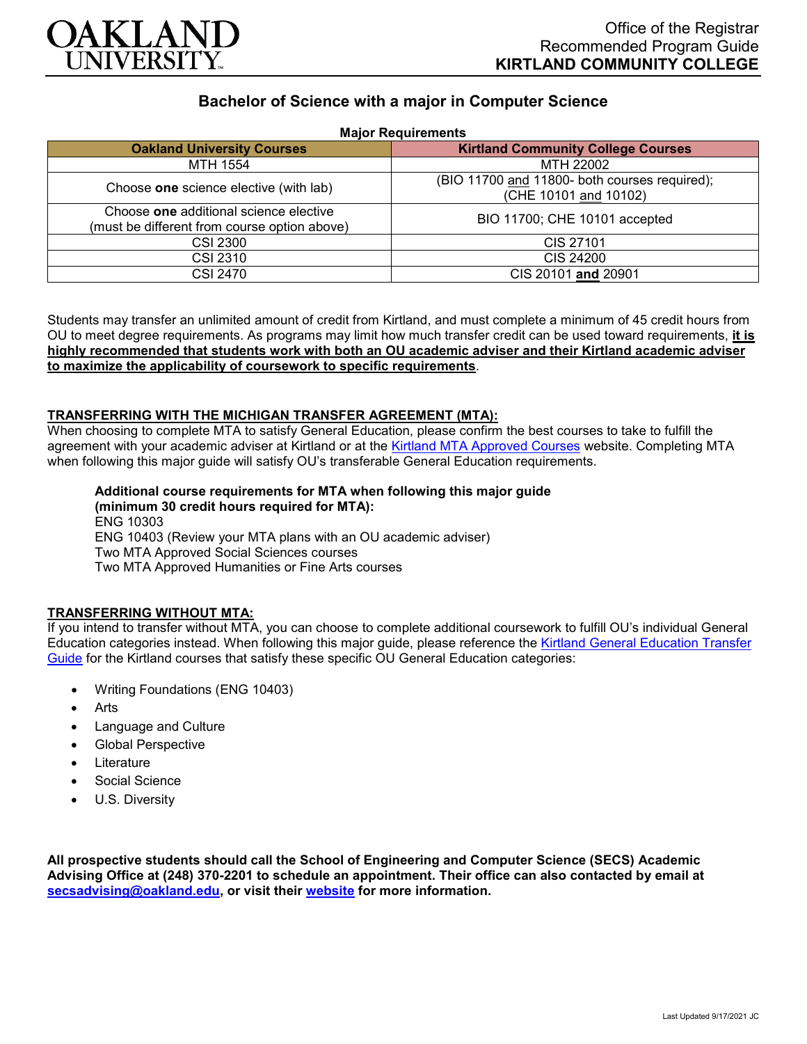# Bachelor of Science with a major in Computer Science

**Major Requirements**

| Oakland University Courses | Kirtland Community College Courses |
|---|---|
| MTH 1554 | MTH 22002 |
| Choose **one** science elective (with lab) | (BIO 11700 and 11800- both courses required); (CHE 10101 and 10102) |
| Choose **one** additional science elective (must be different from course option above) | BIO 11700; CHE 10101 accepted |
| CSI 2300 | CIS 27101 |
| CSI 2310 | CIS 24200 |
| CSI 2470 | CIS 20101 **and** 20901 |

Students may transfer an unlimited amount of credit from Kirtland, and must complete a minimum of 45 credit hours from OU to meet degree requirements. As programs may limit how much transfer credit can be used toward requirements, **it is highly recommended that students work with both an OU academic adviser and their Kirtland academic adviser to maximize the applicability of coursework to specific requirements**.

## TRANSFERRING WITH THE MICHIGAN TRANSFER AGREEMENT (MTA):

When choosing to complete MTA to satisfy General Education, please confirm the best courses to take to fulfill the agreement with your academic adviser at Kirtland or at the Kirtland MTA Approved Courses website. Completing MTA when following this major guide will satisfy OU's transferable General Education requirements.

**Additional course requirements for MTA when following this major guide (minimum 30 credit hours required for MTA):**
ENG 10303
ENG 10403 (Review your MTA plans with an OU academic adviser)
Two MTA Approved Social Sciences courses
Two MTA Approved Humanities or Fine Arts courses

## TRANSFERRING WITHOUT MTA:

If you intend to transfer without MTA, you can choose to complete additional coursework to fulfill OU's individual General Education categories instead. When following this major guide, please reference the Kirtland General Education Transfer Guide for the Kirtland courses that satisfy these specific OU General Education categories:

- Writing Foundations (ENG 10403)
- Arts
- Language and Culture
- Global Perspective
- Literature
- Social Science
- U.S. Diversity

**All prospective students should call the School of Engineering and Computer Science (SECS) Academic Advising Office at (248) 370-2201 to schedule an appointment. Their office can also contacted by email at secsadvising@oakland.edu, or visit their website for more information.**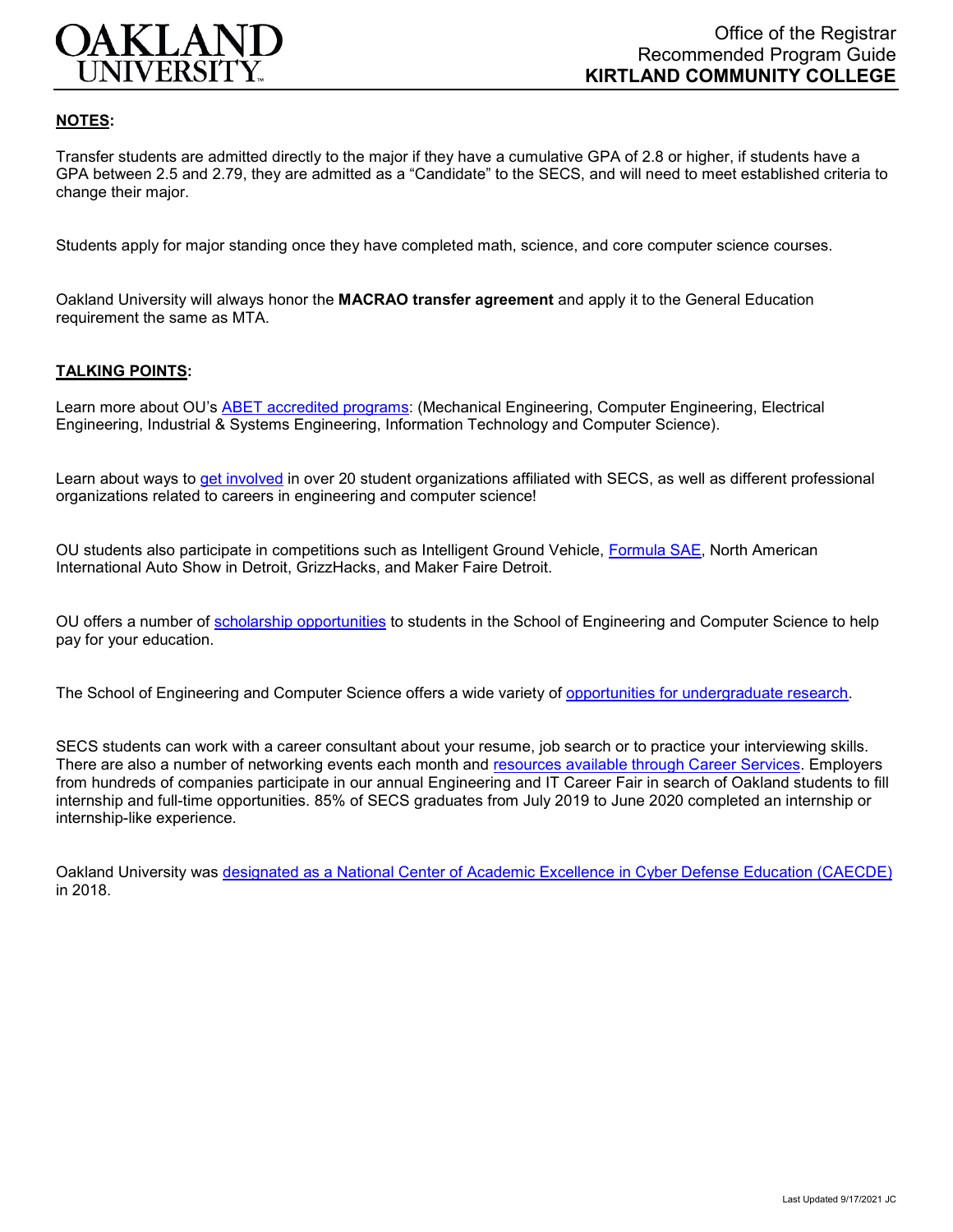**NOTES:**

Transfer students are admitted directly to the major if they have a cumulative GPA of 2.8 or higher, if students have a GPA between 2.5 and 2.79, they are admitted as a "Candidate" to the SECS, and will need to meet established criteria to change their major.

Students apply for major standing once they have completed math, science, and core computer science courses.

Oakland University will always honor the **MACRAO transfer agreement** and apply it to the General Education requirement the same as MTA.

**TALKING POINTS:**

Learn more about OU's ABET accredited programs: (Mechanical Engineering, Computer Engineering, Electrical Engineering, Industrial & Systems Engineering, Information Technology and Computer Science).

Learn about ways to get involved in over 20 student organizations affiliated with SECS, as well as different professional organizations related to careers in engineering and computer science!

OU students also participate in competitions such as Intelligent Ground Vehicle, Formula SAE, North American International Auto Show in Detroit, GrizzHacks, and Maker Faire Detroit.

OU offers a number of scholarship opportunities to students in the School of Engineering and Computer Science to help pay for your education.

The School of Engineering and Computer Science offers a wide variety of opportunities for undergraduate research.

SECS students can work with a career consultant about your resume, job search or to practice your interviewing skills. There are also a number of networking events each month and resources available through Career Services. Employers from hundreds of companies participate in our annual Engineering and IT Career Fair in search of Oakland students to fill internship and full-time opportunities. 85% of SECS graduates from July 2019 to June 2020 completed an internship or internship-like experience.

Oakland University was designated as a National Center of Academic Excellence in Cyber Defense Education (CAECDE) in 2018.